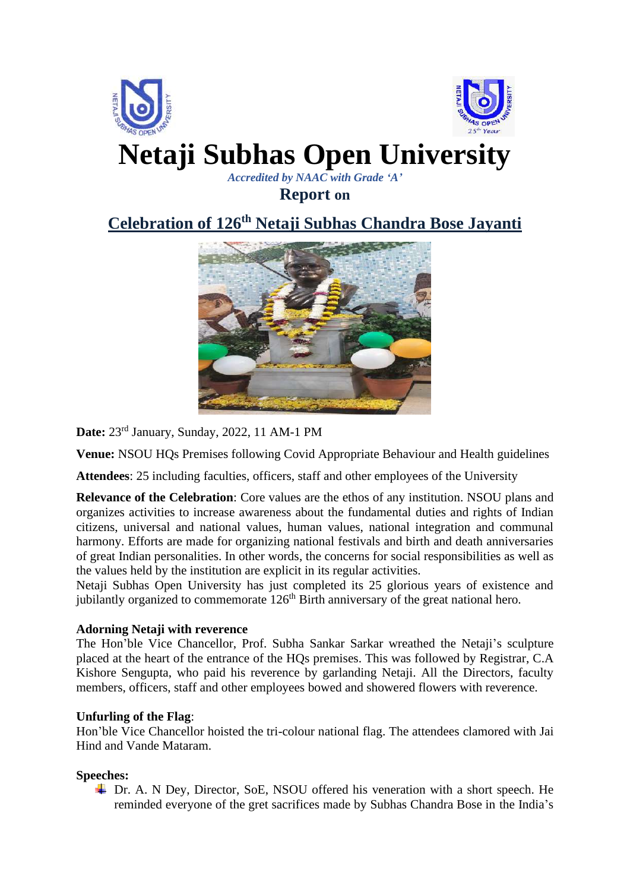# Netaji Subhas Open University

*Accredited by NAAC with Grade 'A'*

**Report on**

## Celebration of 126th Netaji Subhas Chandra Bose Jayanti

**Date:** 23rd January, Sunday, 2022, 11 AM-1 PM

**Venue:** NSOU HQs Premises following Covid Appropriate Behaviour and Health guidelines

**Attendees**: 25 including faculties, officers, staff and other employees of the University

**Relevance of the Celebration**: Core values are the ethos of any institution. NSOU plans and organizes activities to increase awareness about the fundamental duties and rights of Indian citizens, universal and national values, human values, national integration and communal harmony. Efforts are made for organizing national festivals and birth and death anniversaries of great Indian personalities. In other words, the concerns for social responsibilities as well as the values held by the institution are explicit in its regular activities.
Netaji Subhas Open University has just completed its 25 glorious years of existence and jubilantly organized to commemorate 126th Birth anniversary of the great national hero.

**Adorning Netaji with reverence**
The Hon'ble Vice Chancellor, Prof. Subha Sankar Sarkar wreathed the Netaji's sculpture placed at the heart of the entrance of the HQs premises. This was followed by Registrar, C.A Kishore Sengupta, who paid his reverence by garlanding Netaji. All the Directors, faculty members, officers, staff and other employees bowed and showered flowers with reverence.

**Unfurling of the Flag**:
Hon'ble Vice Chancellor hoisted the tri-colour national flag. The attendees clamored with Jai Hind and Vande Mataram.

**Speeches:**

- Dr. A. N Dey, Director, SoE, NSOU offered his veneration with a short speech. He reminded everyone of the gret sacrifices made by Subhas Chandra Bose in the India's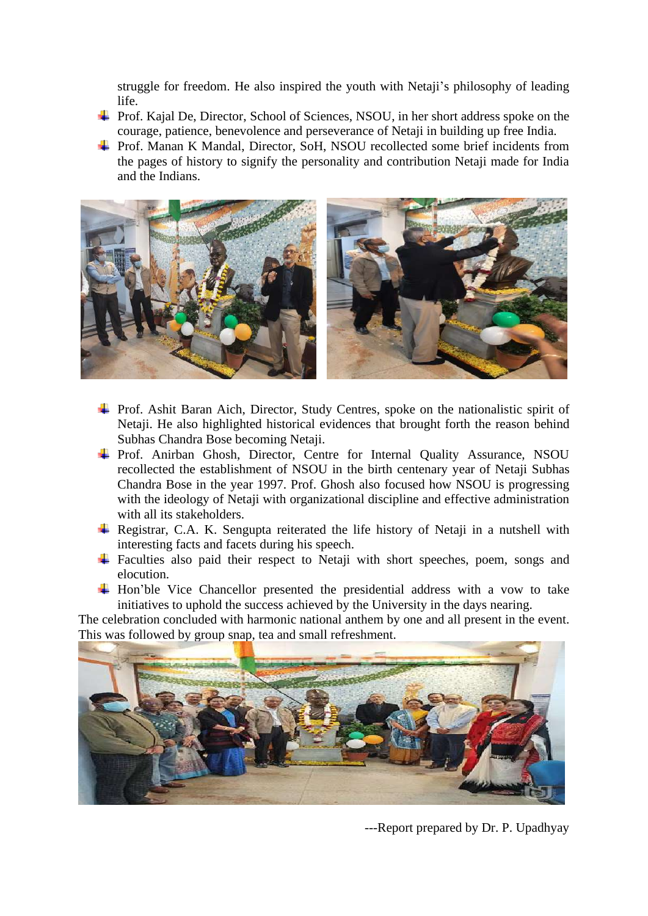struggle for freedom. He also inspired the youth with Netaji's philosophy of leading life.

- Prof. Kajal De, Director, School of Sciences, NSOU, in her short address spoke on the courage, patience, benevolence and perseverance of Netaji in building up free India.
- Prof. Manan K Mandal, Director, SoH, NSOU recollected some brief incidents from the pages of history to signify the personality and contribution Netaji made for India and the Indians.

- Prof. Ashit Baran Aich, Director, Study Centres, spoke on the nationalistic spirit of Netaji. He also highlighted historical evidences that brought forth the reason behind Subhas Chandra Bose becoming Netaji.
- Prof. Anirban Ghosh, Director, Centre for Internal Quality Assurance, NSOU recollected the establishment of NSOU in the birth centenary year of Netaji Subhas Chandra Bose in the year 1997. Prof. Ghosh also focused how NSOU is progressing with the ideology of Netaji with organizational discipline and effective administration with all its stakeholders.
- Registrar, C.A. K. Sengupta reiterated the life history of Netaji in a nutshell with interesting facts and facets during his speech.
- Faculties also paid their respect to Netaji with short speeches, poem, songs and elocution.
- Hon'ble Vice Chancellor presented the presidential address with a vow to take initiatives to uphold the success achieved by the University in the days nearing.

The celebration concluded with harmonic national anthem by one and all present in the event. This was followed by group snap, tea and small refreshment.

---Report prepared by Dr. P. Upadhyay